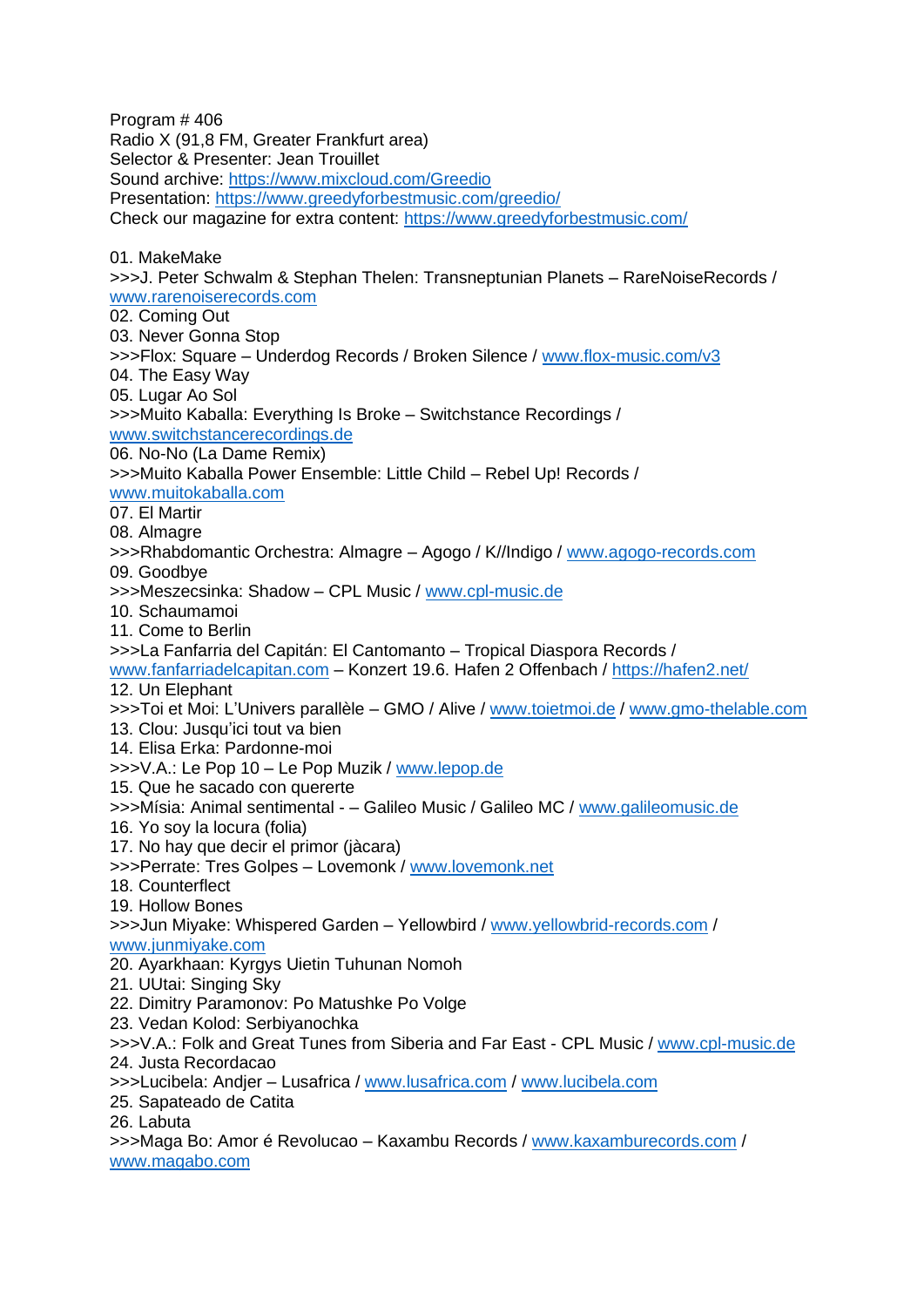Program # 406
Radio X (91,8 FM, Greater Frankfurt area)
Selector & Presenter: Jean Trouillet
Sound archive: https://www.mixcloud.com/Greedio
Presentation: https://www.greedyforbestmusic.com/greedio/
Check our magazine for extra content: https://www.greedyforbestmusic.com/

01. MakeMake
>>>J. Peter Schwalm & Stephan Thelen: Transneptunian Planets – RareNoiseRecords / www.rarenoiserecords.com
02. Coming Out
03. Never Gonna Stop
>>>Flox: Square – Underdog Records / Broken Silence / www.flox-music.com/v3
04. The Easy Way
05. Lugar Ao Sol
>>>Muito Kaballa: Everything Is Broke – Switchstance Recordings / www.switchstancerecordings.de
06. No-No (La Dame Remix)
>>>Muito Kaballa Power Ensemble: Little Child – Rebel Up! Records / www.muitokaballa.com
07. El Martir
08. Almagre
>>>Rhabdomantic Orchestra: Almagre – Agogo / K//Indigo / www.agogo-records.com
09. Goodbye
>>>Meszecsinka: Shadow – CPL Music / www.cpl-music.de
10. Schaumamoi
11. Come to Berlin
>>>La Fanfarria del Capitán: El Cantomanto – Tropical Diaspora Records / www.fanfarriadelcapitan.com – Konzert 19.6. Hafen 2 Offenbach / https://hafen2.net/
12. Un Elephant
>>>Toi et Moi: L'Univers parallèle – GMO / Alive / www.toietmoi.de / www.gmo-thelable.com
13. Clou: Jusqu'ici tout va bien
14. Elisa Erka: Pardonne-moi
>>>V.A.: Le Pop 10 – Le Pop Muzik / www.lepop.de
15. Que he sacado con quererte
>>>Mísia: Animal sentimental - – Galileo Music / Galileo MC / www.galileomusic.de
16. Yo soy la locura (folia)
17. No hay que decir el primor (jàcara)
>>>Perrate: Tres Golpes – Lovemonk / www.lovemonk.net
18. Counterflect
19. Hollow Bones
>>>Jun Miyake: Whispered Garden – Yellowbird / www.yellowbrid-records.com / www.junmiyake.com
20. Ayarkhaan: Kyrgys Uietin Tuhunan Nomoh
21. UUtai: Singing Sky
22. Dimitry Paramonov: Po Matushke Po Volge
23. Vedan Kolod: Serbiyanochka
>>>V.A.: Folk and Great Tunes from Siberia and Far East - CPL Music / www.cpl-music.de
24. Justa Recordacao
>>>Lucibela: Andjer – Lusafrica / www.lusafrica.com / www.lucibela.com
25. Sapateado de Catita
26. Labuta
>>>Maga Bo: Amor é Revolucao – Kaxambu Records / www.kaxamburecords.com / www.magabo.com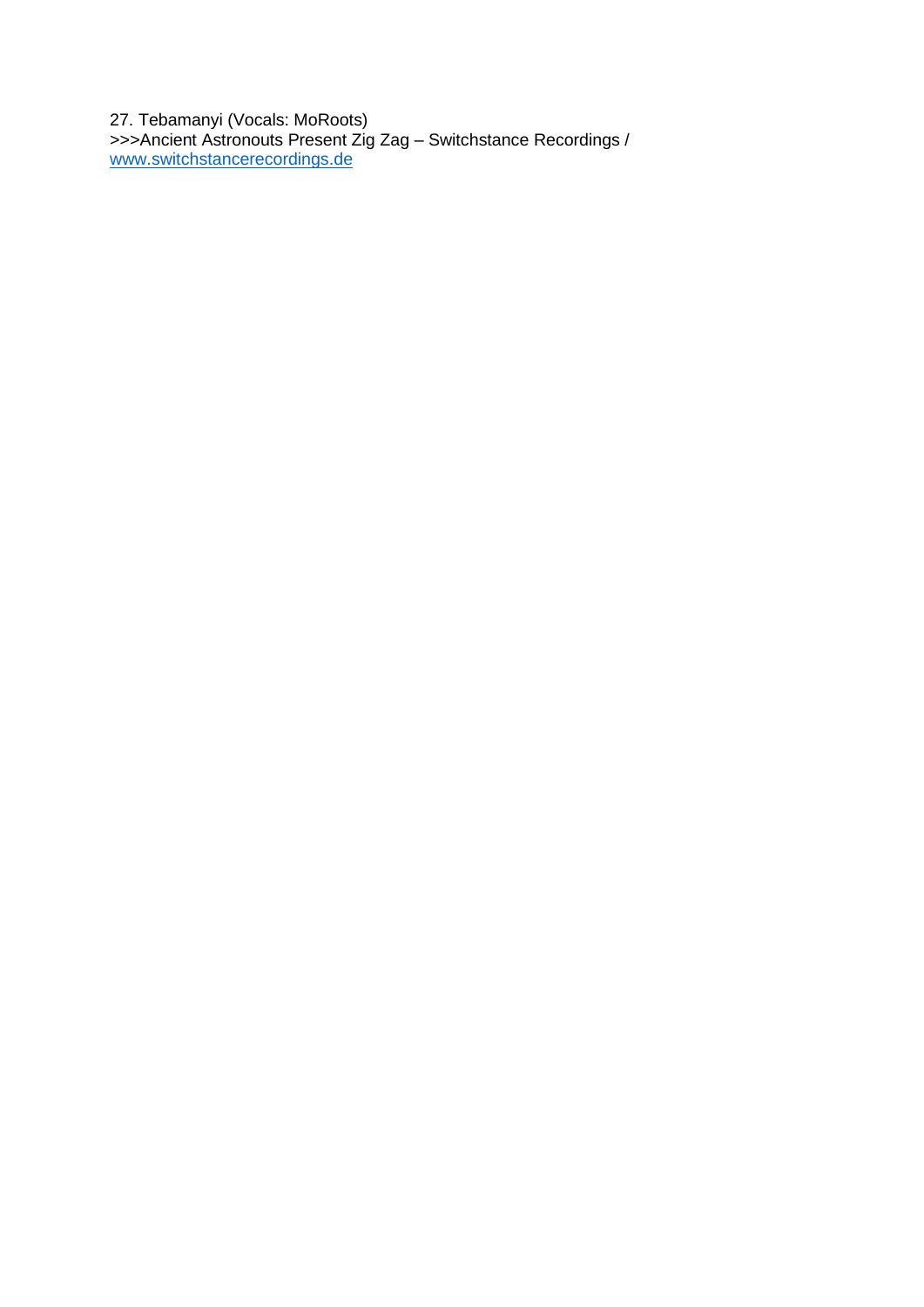27. Tebamanyi (Vocals: MoRoots)
>>>Ancient Astronouts Present Zig Zag – Switchstance Recordings / www.switchstancerecordings.de